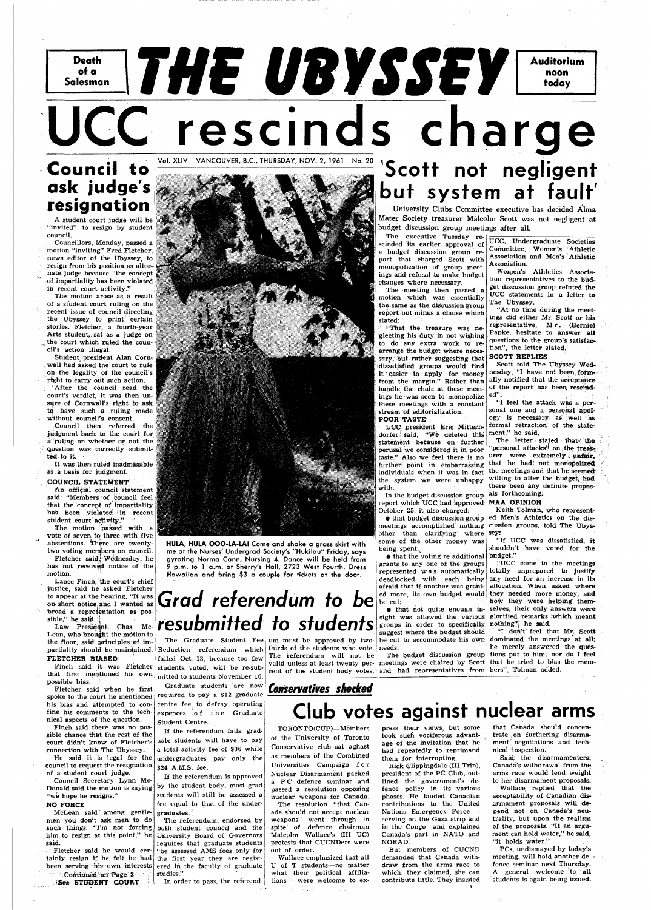Death of a Salesman

# THE UBYSSEY

Auditorium noon today

# UCC rescinds charge

Vol. XLIV VANCOUVER, B.C., THURSDAY, NOV. 2, 1961 No. 20

## Council to ask judge's resignation

A student court judge will be "invited" to resign by student council.

Councillors, Monday, passed a motion "inviting" Fred Fletcher, news editor of the Ubyssey, to resign from his position as alternate judge because "the concept of impartiality has been violated in recent court activity."

The motion arose as a result of a student court ruling on the recent issue of council directing the Ubyssey to print certain stories. Fletcher, a fourth-year Arts student, sat as a judge on the court which ruled the council's action illegal.

Student president Alan Cornwall had asked the court to rule on the legality of the council's right to carry out such action.

After the council read the court's verdict, it was then unsure of Cornwall's right to ask to have such a ruling made without council's consent.

Council then referred the judgment back to the court for a ruling on whether or not the question was correctly submitted to it.

It was then ruled inadmissible as a basis for judgment.

### COUNCIL STATEMENT

An official council statement said: "Members of council feel that the concept of impartiality has been violated in recent student court activity."

The motion passed with a vote of seven to three with five abstentions. There are twenty-two voting members on council.

Fletcher said, Wednesday, he has not received notice of the motion.

Lance Finch, the court's chief justice, said he asked Fletcher to appear at the hearing. "It was on short notice and I wanted as broad a representation as possible," he said.

Law President, Chas. McLean, who brought the motion to the floor, said principles of impartiality should be maintained.

### FLETCHER BIASED

Finch said it was Fletcher that first mentioned his own possible bias.

Fletcher said when he first spoke to the court he mentioned his bias and attempted to confine his comments to the technical aspects of the question.

Finch said there was no possible chance that the rest of the court didn't know of Fletcher's connection with The Ubyssey.

He said it is legal for the council to request the resignation of a student court judge.

Council Secretary Lynn McDonald said the motion is saying "we hope he resigns."

### NO FORCE

McLean said among gentlemen you don't ask men to do such things. "I'm not forcing him to resign at this point," he said.

Fletcher said he would certainly resign if he felt he had been serving his own interests

Continued on Page 3
See STUDENT COURT

HULA, HULA OOO-LA-LA! Come and shake a grass skirt with me at the Nurses' Undergrad Society's "Hukilau" Friday, says gyrating Norma Cann, Nursing 4. Dance will be held from 9 p.m. to 1 a.m. at Sherry's Hall, 2723 West Fourth. Dress Hawaiian and bring $3 a couple for tickets at the door.

## Grad referendum to be resubmitted to students

The Graduate Student Fee Reduction referendum which failed Oct. 13, because too few students voted, will be re-submitted to students November 16.

Graduate students are now required to pay a $12 graduate centre fee to defray operating expences of the Graduate Student Centre.

If the referendum fails, graduate students will have to pay a total activity fee of $36 while undergraduates pay only the $24 A.M.S. fee.

If the referendum is approved by the student body, most grad students will still be assessed a fee equal to that of the undergraduates.

The referendum, endorsed by both student council and the University Board of Governors requires that graduate students "be assessed AMS fees only for the first year they are registered in the faculty of graduate studies."

In order to pass, the referendum must be approved by two-thirds of the students who vote. The referendum will not be valid unless at least twenty per cent of the student body votes.

## 'Scott not negligent but system at fault'

University Clubs Committee executive has decided Alma Mater Society treasurer Malcolm Scott was not negligent at budget discussion group meetings after all.

The executive Tuesday rescinded its earlier approval of a budget discussion group report that charged Scott with monopolization of group meetings and refusal to make budget changes where necessary.

The meeting then passed a motion which was essentially the same as the discussion group report but minus a clause which stated:

"That the treasure was neglecting his duty in not wishing to do any extra work to rearrange the budget where necessary, but rather suggesting that dissatisfied groups would find it easier to apply for money from the margin." Rather than handle the chair at these meetings he was seen to monopolize these meetings with a constant stream of editorialization.

### POOR TASTE

UCC president Eric Mitterndorfer said, "We deleted this statement because on further perusal we considered it in poor taste." Also we feel there is no further point in embarrassing individuals when it was in fact the system we were unhappy with.

In the budget discussion group report which UCC had approved October 25, it also charged:

- that budget discussion group meetings accomplished nothing other than clarifying where some of the other money was being spent;
- that the voting re additional grants to any one of the groups represented was automatically deadlocked with each being afraid that if another was granted more, its own budget would be cut;
- that not quite enough insight was allowed the various groups in order to specifically suggest where the budget should be cut to accommodate his own needs.

The budget discussion group meetings were chaired by Scott and had representatives from UCC, Undergraduate Societies Committee, Women's Athletic Association and Men's Athletic Association.

Women's Athletics Association representatives to the budget discussion group refuted the UCC statements in a letter to The Ubyssey.

"At no time during the meetings did either Mr. Scott or his representative, Mr. (Bernie) Papke, hesitate to answer all questions to the group's satisfaction", the letter stated.

### SCOTT REPLIES

Scott told The Ubyssey Wednesday, "I have not been formally notified that the acceptance of the report has been rescinded".

"I feel the attack was a personal one and a personal apology is necessary as well as formal retraction of the statement," he said.

The letter stated that the "personal attacks" on the treasurer were extremely unfair, that he had not monopolized the meetings and that he seemed willing to alter the budget, had there been any definite proposals forthcoming.

### MAA OPINION

Keith Tolman, who represented Men's Athletics on the discussion groups, told The Ubyssey:

"If UCC was dissatisfied, it shouldn't have voted for the budget."

"UCC came to the meetings totally unprepared to justify any need for an increase in its allocation. When asked where they needed more money, and how they were helping themselves, their only answers were glorified remarks which meant nothing", he said.

"I don't feel that Mr. Scott dominated the meetings at all; he merely answered the questions put to him; nor do I feel that he tried to bias the members", Tolman added.

*Conservatives shocked*

## Club votes against nuclear arms

TORONTO(CUP)—Members of the University of Toronto Conservative club sat aghast as members of the Combined Universities Campaign for Nuclear Disarmament packed a PC defence seminar and passed a resolution opposing nuclear weapons for Canada.

The resolution "that Canada should not accept nuclear weapons" went through in spite of defence chairman Malcolm Wallace's (III UC) protests that CUCNDers were out of order.

Wallace emphasized that all U of T students—no matter what their political affiliations — were welcome to express their views, but some took such vociferous advantage of the invitation that he had repeatedly to reprimand them for interrupting.

Rick Clippingdale (III Trin), president of the PC Club, outlined the government's defence policy in its various phases. He lauded Canadian contributions to the United Nations Emergency Force — serving on the Gaza strip and in the Congo—and explained Canada's part in NATO and NORAD.

But members of CUCND demanded that Canada withdraw from the arms race to which, they claimed, she can contribute little. They insisted that Canada should concentrate on furthering disarmament negotiations and technical inspection.

Said the disarmamenters; Canada's withdrawal from the arms race would lend weight to her disarmament proposals.

Wallace replied that the acceptability of Canadian disarmament proposals will depend not on Canada's neutrality, but upon the realism of the proposals. "If an argument can hold water," he said, "it holds water."

PCs, undismayed by today's meeting, will hold another defence seminar next Thursday. A general welcome to all students is again being issued.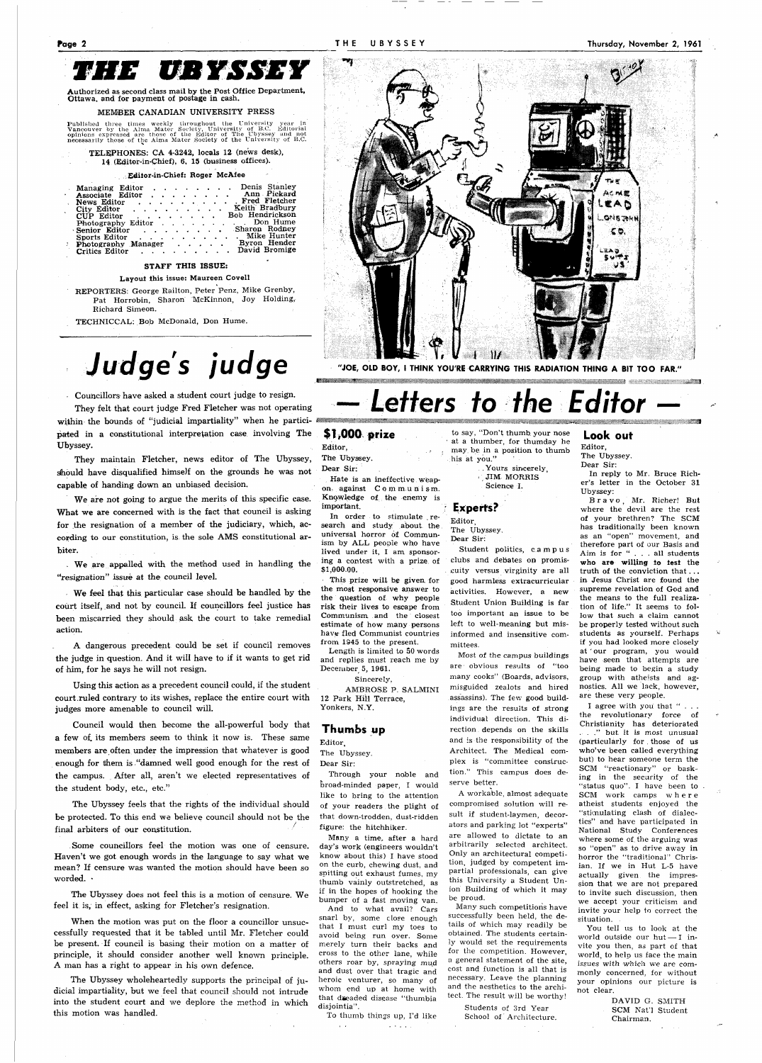# THE UBYSSEY

Authorized as second class mail by the Post Office Department, Ottawa, and for payment of postage in cash.

MEMBER CANADIAN UNIVERSITY PRESS

Published three times weekly throughout the University year in Vancouver by the Alma Mater Society, University of B.C. Editorial opinions expressed are those of the Editor of The Ubyssey and not necessarily those of the Alma Mater Society of the University of B.C.

TELEPHONES: CA 4-3242, locals 12 (news desk), 14 (Editor-in-Chief), 6, 15 (business offices).

Editor-in-Chief: Roger McAfee

| | |
|---|---|
| Managing Editor | Denis Stanley |
| Associate Editor | Ann Pickard |
| News Editor | Fred Fletcher |
| City Editor | Keith Bradbury |
| CUP Editor | Bob Hendrickson |
| Photography Editor | Don Hume |
| Senior Editor | Sharon Rodney |
| Sports Editor | Mike Hunter |
| Photography Manager | Byron Hender |
| Critics Editor | David Bromige |

**STAFF THIS ISSUE:**

Layout this issue: Maureen Covell

REPORTERS: George Railton, Peter Penz, Mike Grenby, Pat Horrobin, Sharon McKinnon, Joy Holding, Richard Simeon.

TECHNICCAL: Bob McDonald, Don Hume.

# *Judge's judge*

Councillors have asked a student court judge to resign.

They felt that court judge Fred Fletcher was not operating within the bounds of "judicial impartiality" when he participated in a constitutional interpretation case involving The Ubyssey.

They maintain Fletcher, news editor of The Ubyssey, should have disqualified himself on the grounds he was not capable of handing down an unbiased decision.

We are not going to argue the merits of this specific case. What we are concerned with is the fact that council is asking for the resignation of a member of the judiciary, which, according to our constitution, is the sole AMS constitutional arbiter.

We are appalled with the method used in handling the "resignation" issue at the council level.

We feel that this particular case should be handled by the court itself, and not by council. If councillors feel justice has been miscarried they should ask the court to take remedial action.

A dangerous precedent could be set if council removes the judge in question. And it will have to if it wants to get rid of him, for he says he will not resign.

Using this action as a precedent council could, if the student court ruled contrary to its wishes, replace the entire court with judges more amenable to council will.

Council would then become the all-powerful body that a few of its members seem to think it now is. These same members are often under the impression that whatever is good enough for them is "damned well good enough for the rest of the campus. After all, aren't we elected representatives of the student body, etc., etc."

The Ubyssey feels that the rights of the individual should be protected. To this end we believe council should not be the final arbiters of our constitution.

Some councillors feel the motion was one of censure. Haven't we got enough words in the language to say what we mean? If censure was wanted the motion should have been so worded.

The Ubyssey does not feel this is a motion of censure. We feel it is, in effect, asking for Fletcher's resignation.

When the motion was put on the floor a councillor unsuccessfully requested that it be tabled until Mr. Fletcher could be present. If council is basing their motion on a matter of principle, it should consider another well known principle. A man has a right to appear in his own defence.

The Ubyssey wholeheartedly supports the principal of judicial impartiality, but we feel that council should not intrude into the student court and we deplore the method in which this motion was handled.

"JOE, OLD BOY, I THINK YOU'RE CARRYING THIS RADIATION THING A BIT TOO FAR."

# — *Letters to the Editor* —

## $1,000 prize

Editor,
The Ubyssey.
Dear Sir:

Hate is an ineffective weapon against Communism. Knowledge of the enemy is important.

In order to stimulate research and study about the universal horror of Communism by ALL people who have lived under it, I am sponsoring a contest with a prize of $1,000.00.

This prize will be given for the most responsive answer to the question of why people risk their lives to escape from Communism and the closest estimate of how many persons have fled Communist countries from 1945 to the present.

Length is limited to 50 words and replies must reach me by December 5, 1961.

Sincerely,
AMBROSE P. SALMINI
12 Park Hill Terrace,
Yonkers, N.Y.

## Thumbs up

Editor,
The Ubyssey.
Dear Sir:

Through your noble and broad-minded paper, I would like to bring to the attention of your readers the plight of that down-trodden, dust-ridden figure: the hitchhiker.

Many a time, after a hard day's work (engineers wouldn't know about this) I have stood on the curb, chewing dust, and spitting out exhaust fumes, my thumb vainly outstretched, as if in the hopes of hooking the bumper of a fast moving van.

And to what avail? Cars snarl by, some close enough that I must curl my toes to avoid being run over. Some merely turn their backs and cross to the other lane, while others roar by, spraying mud and dust over that tragic and heroic venturer, so many of whom end up at home with that dreaded disease "thumbia disjointia".

To thumb things up, I'd like to say, "Don't thumb your nose at a thumber, for thumday he may be in a position to thumb his at you."

Yours sincerely,
JIM MORRIS
Science I.

## Experts?

Editor,
The Ubyssey.
Dear Sir:

Student politics, campus clubs and debates on promiscuity versus virginity are all good harmless extracurricular activities. However, a new Student Union Building is far too important an issue to be left to well-meaning but misinformed and insensitive committees.

Most of the campus buildings are obvious results of "too many cooks" (Boards, advisors, misguided zealots and hired assassins). The few good buildings are the results of strong individual direction. This direction depends on the skills and is the responsibility of the Architect. The Medical complex is "committee construction." This campus does deserve better.

A workable, almost adequate compromised solution will result if student-laymen, decorators and parking lot "experts" are allowed to dictate to an arbitrarily selected architect. Only an architectural competition, judged by competent impartial professionals, can give this University a Student Union Building of which it may be proud.

Many such competitions have successfully been held, the details of which may readily be obtained. The students certainly would set the requirements for the competition. However, a general statement of the site, cost and function is all that is necessary. Leave the planning and the aesthetics to the architect. The result will be worthy!

Students of 3rd Year
School of Architecture.

## Look out

Editor,
The Ubyssey.
Dear Sir:

In reply to Mr. Bruce Richer's letter in the October 31 Ubyssey:

Bravo, Mr. Richer! But where the devil are the rest of your brethren? The SCM has traditionally been known as an "open" movement, and therefore part of our Basis and Aim is for "... all students **who are willing to test** the truth of the conviction that... in Jesus Christ are found the supreme revelation of God and the means to the full realization of life." It seems to follow that such a claim cannot be properly tested without such students as yourself. Perhaps if you had looked more closely at our program, you would have seen that attempts are being made to begin a study group with atheists and agnostics. All we lack, however, are these very people.

I agree with you that "... the revolutionary force of Christianity has deteriorated ..." but it is most unusual (particularly for those of us who've been called everything but) to hear someone term the SCM "reactionary" or basking in the security of the "status quo". I have been to SCM work camps where atheist students enjoyed the "stimulating clash of dialectics" and have participated in National Study Conferences where some of the arguing was so "open" as to drive away in horror the "traditional" Christian. If we in Hut L-5 have actually given the impression that we are not prepared to invite such discussion, then we accept your criticism and invite your help to correct the situation.

You tell us to look at the world outside our hut — I invite you then, as part of that world, to help us face the main issues with which we are commonly concerned, for without your opinions our picture is not clear.

DAVID G. SMITH
SCM Nat'l Student
Chairman.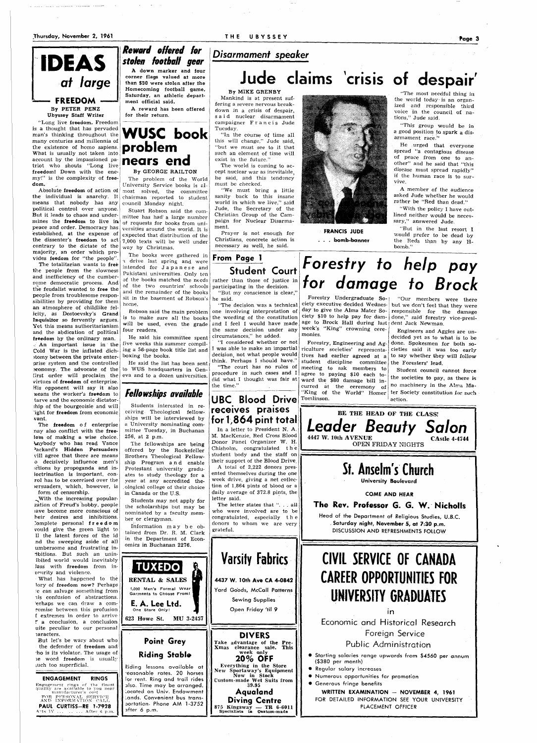# IDEAS at large

## FREEDOM

By PETER PENZ
Ubyssey Staff Writer

"Long live freedom. Freedom is a thought that has pervaded man's thinking throughout the many centuries and millennia of the existence of homo sapiens. What is usually not taken into account by the impassioned patriot who shouts "Long live freedom! Down with the enemy!" is the complexity of freedom.

Absolute freedom of action of the individual is anarchy. It means that nobody has any political control over anyone. But it leads to chaos and undermines the freedom to live in peace and order. Democracy has established, at the expense of the dissenter's freedom to act contrary to the dictate of the majority, an order which provides feedom for "the people".

The totalitarian wants to free the people from the slowness and inefficiency of the cumbersome democratic process. And the feudalist wanted to free the people from troublesome responsibilities by providing for them an atmosphere of childlike felicity, as Dostoevsky's Grand Inquisitor so fervently argues. Yet this means authoritarianism and the abdication of political freedom by the ordinary man.

An important issue in the Cold War is the inflated dichotomy between the private enterprise system and the controlled economy. The advocate of the first order will proclaim the virtues of freedom of enterprise. His opponent will say it also means the worker's freedom to starve and the economic dictatorship of the bourgeoisie and will fight for freedom from economic want.

The freedom of enterprise may also conflict with the freedom of making a wise choice. Anybody who has read Vance Packard's Hidden Persuaders will agree that there are means to decisively influence men's actions by propoganda and indoctrination is important, control has to be exercised over the persuaders, which, however, is a form of censorship.

With the increasing popularization of Freud's hobby, people have become more conscious of their desires and inhibitions. Complete personal freedom would give the green light to all the latent forces of the id and the sweeping aside of all cumbersome and frustrating inhibitions. But such an uninhibited world would inevitably clash with freedom from insecurity and violence.

What has happened to the glory of freedom now? Perhaps we can salvage something from this confusion of abstractions. Perhaps we can draw a compromise between this profusion of extremes in order to arrive at a conclusion, a conclusion quite peculiar to our personal characters.

But let's be wary about who the defender of freedom and who is its violator. The usage of the word freedom is usually much too superficial.

---

**ENGAGEMENT RINGS**

Engagement rings of the finest quality are available to you near manufacturer's cost

FOR PERSONAL SERVICE AND INFORMATION CALL

**PAUL CURTISS—RE 1-7928**

Arts IV ........... After 6 p.m.

---

## Reward offered for stolen football gear

A down marker and four corner flags valued at more than $30 were stolen after the Homecoming football game, Saturday, an athletic department official said.

A reward has been offered for their return.

## WUSC book problem nears end

By GEORGE RAILTON

The problem of the World University Service books is almost solved, the committee chairman reported to student council Monday night.

Stuart Robson said the committee had a large number of requests for books from universities around the world. It is expected that distribution of the 7,000 texts will be well under way by Christmas.

The books were gathered in a drive last spring and were intended for Japanese and Pakistani universities. Only ten of the books matched the needs of the two countries' schools and the remainder of the books sit in the basement of Robson's home.

Robson said the main problem is to make sure all the books will be used, even the grade four readers.

He said his committee spent five weeks this summer compiling a 56-page book title list and boxing the books.

He said the list has been sent to WUS headquarters in Geneva and to a dozen universities.

## Fellowships available

Students interested in receiving Theological fellowships will be interviewed by a University nominating committee Tuesday, in Buchanan 256, at 2 p.m.

The fellowships are being offered by the Rockefeller Brothers Theological Fellowship Program and enable Protestant university graduates to study theology for a year at any accredited theological college of their choice in Canada or the U.S.

Students may not apply for the scholarships but may be nominated by a faculty member or clergyman.

Information may be obtained from Dr. R. M. Clark in the Department of Economics in Buchanan 2276.

---

**TUXEDO**

RENTAL & SALES

1,000 Men's Formal Wear Garments to Choose From!

**E. A. Lee Ltd.**

One Store Only!

623 Howe St. MU 3-2457

---

**Point Grey Riding Stable**

Riding lessons available at reasonable rates. 20 horses for rent. Ring and trail rides also. Time may be arranged. Located on Univ. Endowment Lands. Convenient bus transportation. Phone AM 1-3752 after 6 p.m.

---

*Disarmament speaker*

# Jude claims 'crisis of despair'

By MIKE GRENBY

Mankind is at present suffering a severe nervous breakdown in a crisis of despair, said nuclear disarmament campaigner Francis Jude Tuesday.

"In the course of time all this will change," Jude said, "but we must see to it that such an element of time will exist in the future."

The world is coming to accept nuclear war as inevitable, he said, and this tendency must be checked.

"We must bring a little sanity back to this insane world in which we live," said Jude, the Secretary of the Christian Group of the Campaign for Nuclear Disarmament.

Prayer is not enough for Christians, concrete action is necessary as well, he said.

**FRANCIS JUDE**
. . . bomb-banner

"The most needful thing in the world today is an organized and responsible third voice in the council of nations," Jude said.

"This group would be in a good position to spark a disarmament race."

He urged that everyone spread "a contagious disease of peace from one to another" and he said that "this disease must spread rapidly" if the human race is to survive.

A member of the audience asked Jude whether he would rather be "Red than dead."

"With the policy I have outlined neither would be necessary," answered Jude.

"But in the last resort I would prefer to be dead by the Reds than by any H-bomb."

---

From Page 1

## Student Court

rather than those of justice in participating in the decision.

"But my conscience is clear," he said.

"The decision was a technical one involving interpretation of the wording of the constitution and I feel I would have made the same decision under any circumstances," he added.

"I considered whether or not I was able to make an impartial decision, not what people would think. Perhaps I should have."

"The court has no rules of procedure in such cases and I did what I thought was fair at the time."

## UBC Blood Drive receives praises for 1,864 pint total

In a letter to President N. A. M. MacKenzie, Red Cross Blood Donor Panel Organizer W. H. Chisholm, congratulated the student body and the staff on their support of the Blood Drive.

A total of 2,222 donors presented themselves during the one week drive, giving a net collection of 1,864 pints of blood or a daily average of 372.8 pints, the letter said.

The letter states that ". . . all who were involved are to be congratulated, especially the donors to whom we are very grateful.

# Forestry to help pay for damage to Brock

Forestry Undergraduate Society executive decided Wednesday to give the Alma Mater Society $10 to help pay for damage to Brock Hall during last week's "King" crowning ceremonies.

Forestry, Engineering and Agriculture societies' representatives had earlier agreed at a student discipline committee meeting to ask members to agree to paying $10 each toward the $80 damage bill incurred at the ceremony of "King of the World" Homer Tomlinson.

"Our members were there but we don't feel that they were responsible for the damage done," said forestry vice-president Jack Newman.

Engineers and Aggies are undecided yet as to what is to be done. Spokesmen for both societies said it was too early to say whether they will follow the Foresters' lead.

Student council cannot force the societies to pay, as there is no machinery in the Alma Mater Society constitution for such action.

---

**Varsity Fabrics**

4437 W. 10th Ave CA 4-0842

Yard Goods, McCall Patterns

Sewing Supplies

Open Friday 'til 9

---

**DIVERS**

Take advantage of the Pre-Xmas clearance sale. This week only

**20% OFF**

Everything in the Store
New Sportaway's Equipment Now in Stock
Custom-made Wet Suits from 39.95

**Aqualand Diving Centre**

875 Kingsway — TR 6-6011
Specialists in Custom-made

---

BE THE HEAD OF THE CLASS!

**Leader Beauty Salon**

4447 W. 10th AVENUE CAstle 4-4744
OPEN FRIDAY NIGHTS

---

**St. Anselm's Church**

University Boulevard

COME AND HEAR

**The Rev. Professor G. G. W. Nicholls**

Head of the Department of Religious Studies, U.B.C.

Saturday night, November 5, at 7:30 p.m.

DISCUSSION AND REFRESHMENTS FOLLOW

---

**CIVIL SERVICE OF CANADA CAREER OPPORTUNITIES FOR UNIVERSITY GRADUATES**

in

Economic and Historical Research

Foreign Service

Public Administration

- Starting salaries range upwards from $4560 per annum ($380 per month)
- Regular salary increases
- Numerous opportunities for promotion
- Generous fringe benefits

WRITTEN EXAMINATION — NOVEMBER 4, 1961

FOR DETAILED INFORMATION SEE YOUR UNIVERSITY PLACEMENT OFFICER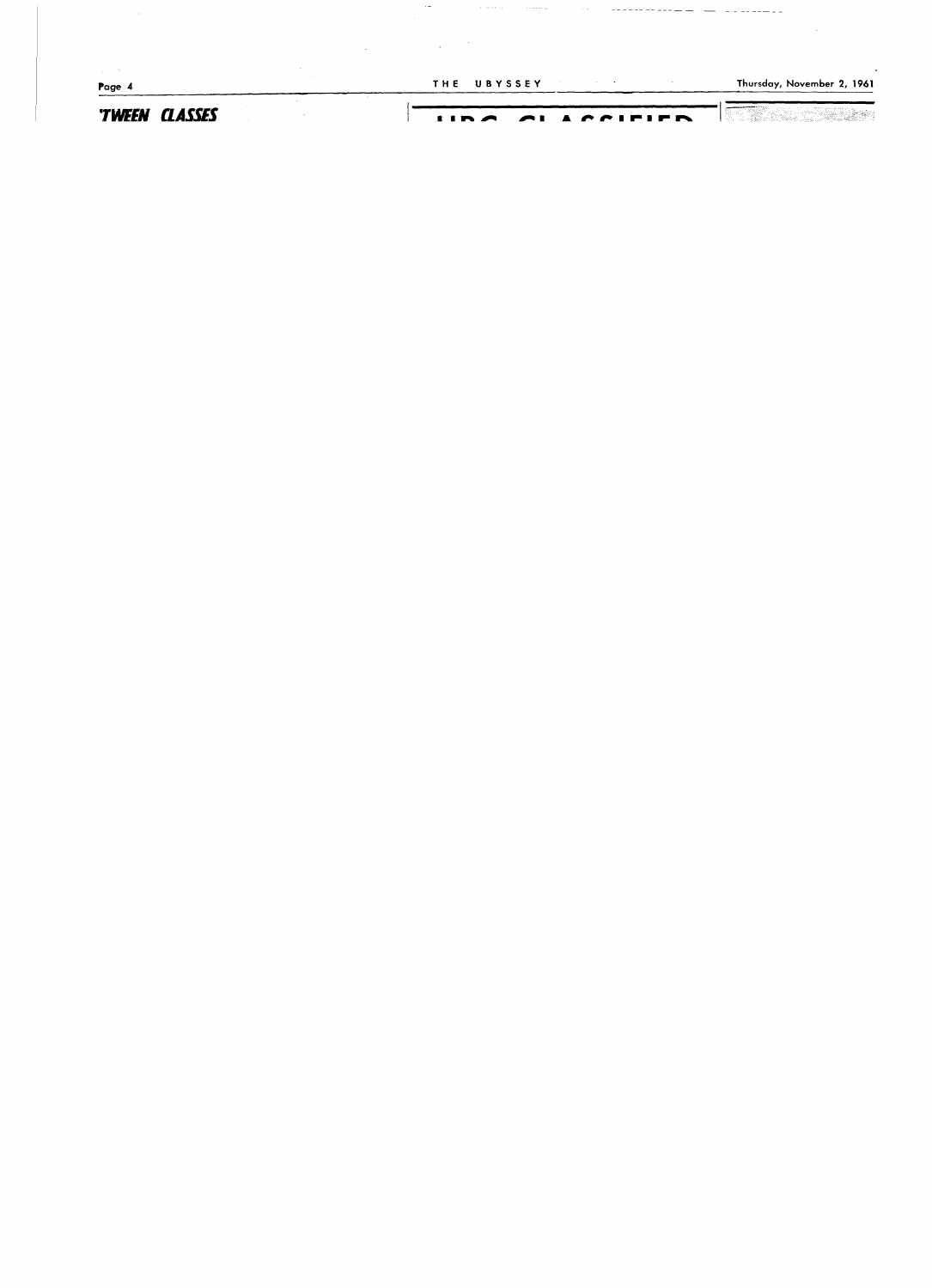## 'TWEEN CLASSES